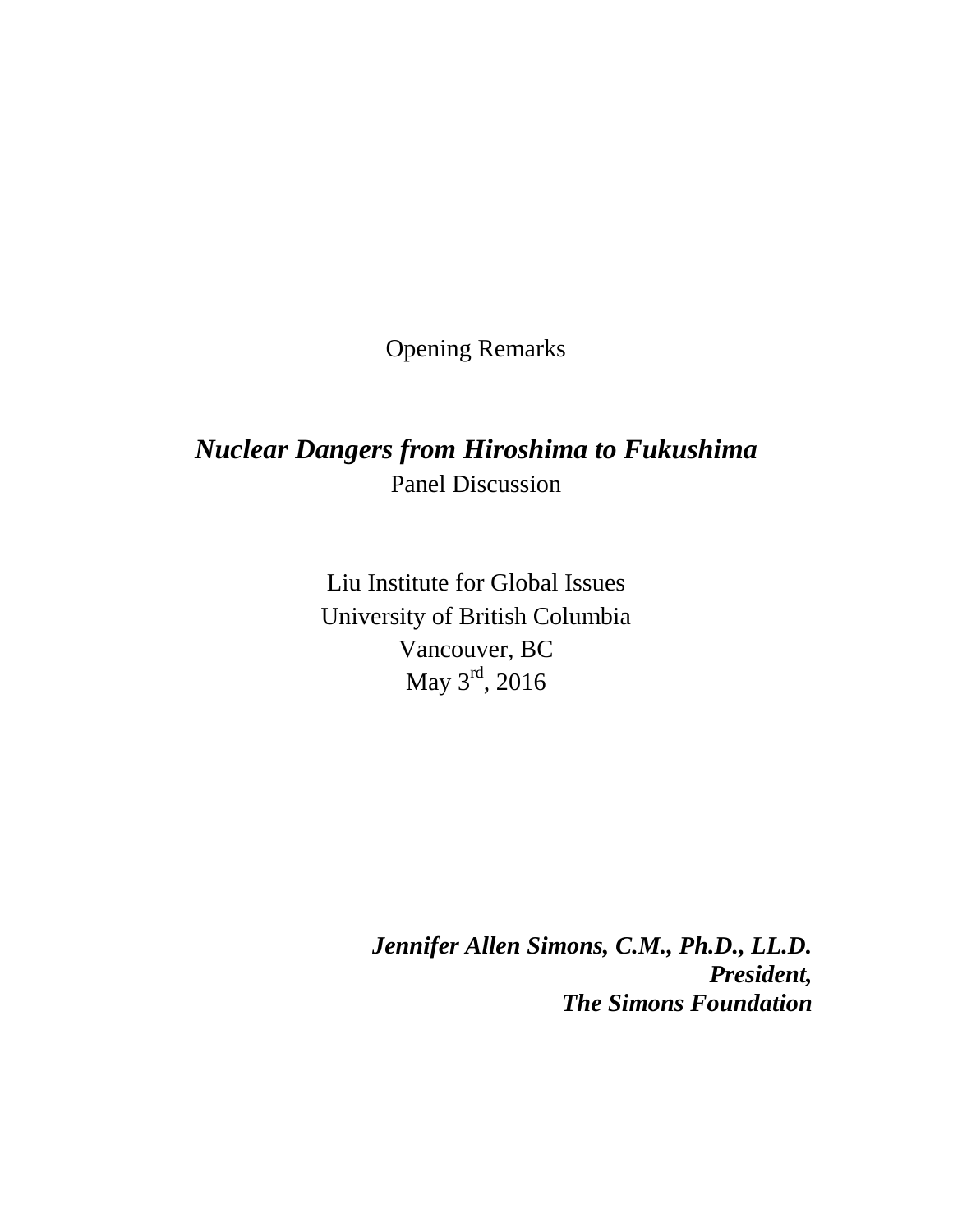Opening Remarks

# *Nuclear Dangers from Hiroshima to Fukushima*

Panel Discussion

Liu Institute for Global Issues
University of British Columbia
Vancouver, BC
May 3rd, 2016

***Jennifer Allen Simons, C.M., Ph.D., LL.D.***
***President,***
***The Simons Foundation***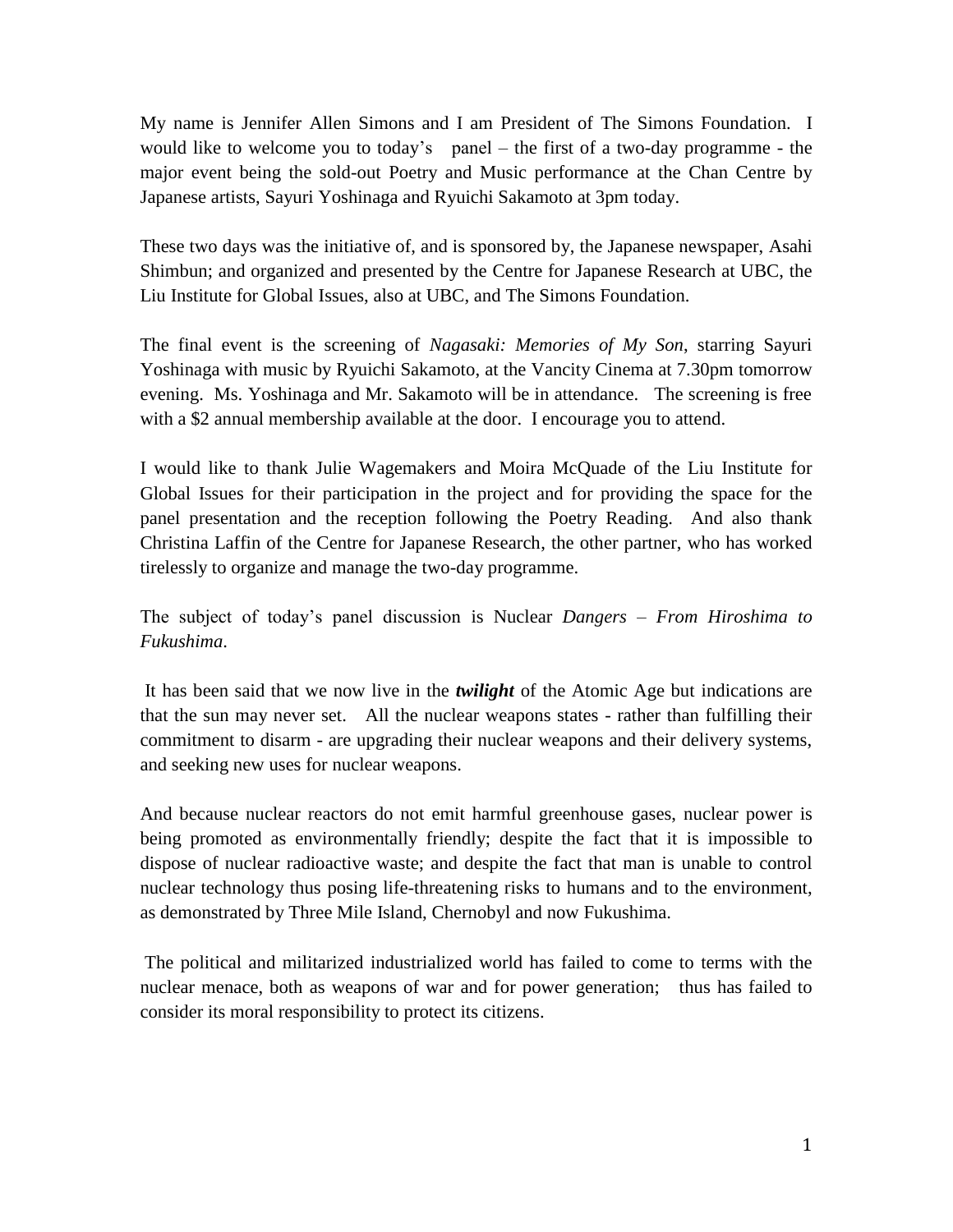My name is Jennifer Allen Simons and I am President of The Simons Foundation. I would like to welcome you to today's panel – the first of a two-day programme - the major event being the sold-out Poetry and Music performance at the Chan Centre by Japanese artists, Sayuri Yoshinaga and Ryuichi Sakamoto at 3pm today.

These two days was the initiative of, and is sponsored by, the Japanese newspaper, Asahi Shimbun; and organized and presented by the Centre for Japanese Research at UBC, the Liu Institute for Global Issues, also at UBC, and The Simons Foundation.

The final event is the screening of *Nagasaki: Memories of My Son*, starring Sayuri Yoshinaga with music by Ryuichi Sakamoto, at the Vancity Cinema at 7.30pm tomorrow evening. Ms. Yoshinaga and Mr. Sakamoto will be in attendance. The screening is free with a $2 annual membership available at the door. I encourage you to attend.

I would like to thank Julie Wagemakers and Moira McQuade of the Liu Institute for Global Issues for their participation in the project and for providing the space for the panel presentation and the reception following the Poetry Reading. And also thank Christina Laffin of the Centre for Japanese Research, the other partner, who has worked tirelessly to organize and manage the two-day programme.

The subject of today's panel discussion is Nuclear *Dangers – From Hiroshima to Fukushima*.

It has been said that we now live in the ***twilight*** of the Atomic Age but indications are that the sun may never set. All the nuclear weapons states - rather than fulfilling their commitment to disarm - are upgrading their nuclear weapons and their delivery systems, and seeking new uses for nuclear weapons.

And because nuclear reactors do not emit harmful greenhouse gases, nuclear power is being promoted as environmentally friendly; despite the fact that it is impossible to dispose of nuclear radioactive waste; and despite the fact that man is unable to control nuclear technology thus posing life-threatening risks to humans and to the environment, as demonstrated by Three Mile Island, Chernobyl and now Fukushima.

The political and militarized industrialized world has failed to come to terms with the nuclear menace, both as weapons of war and for power generation; thus has failed to consider its moral responsibility to protect its citizens.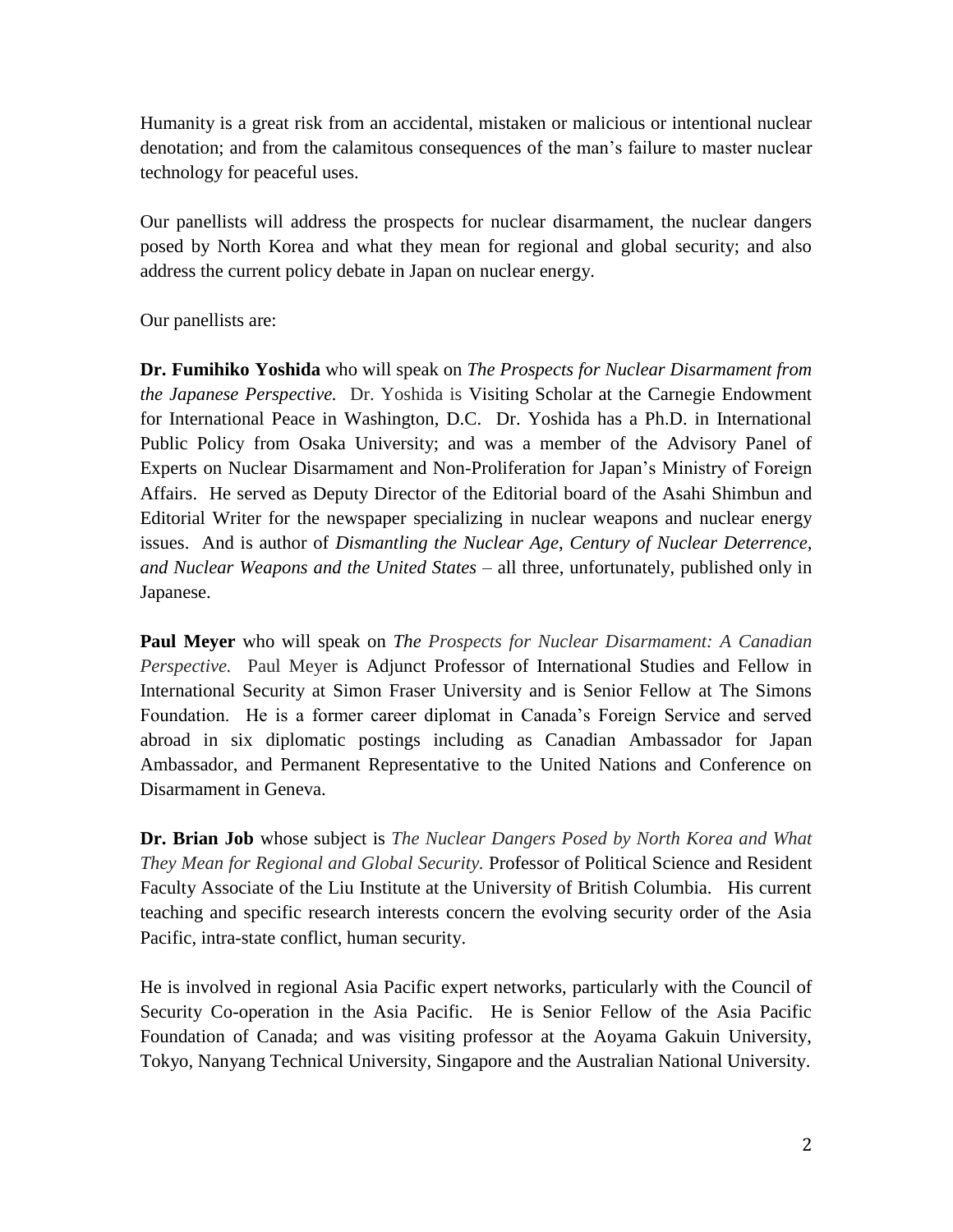Humanity is a great risk from an accidental, mistaken or malicious or intentional nuclear denotation; and from the calamitous consequences of the man's failure to master nuclear technology for peaceful uses.

Our panellists will address the prospects for nuclear disarmament, the nuclear dangers posed by North Korea and what they mean for regional and global security; and also address the current policy debate in Japan on nuclear energy.

Our panellists are:

**Dr. Fumihiko Yoshida** who will speak on *The Prospects for Nuclear Disarmament from the Japanese Perspective.* Dr. Yoshida is Visiting Scholar at the Carnegie Endowment for International Peace in Washington, D.C. Dr. Yoshida has a Ph.D. in International Public Policy from Osaka University; and was a member of the Advisory Panel of Experts on Nuclear Disarmament and Non-Proliferation for Japan's Ministry of Foreign Affairs. He served as Deputy Director of the Editorial board of the Asahi Shimbun and Editorial Writer for the newspaper specializing in nuclear weapons and nuclear energy issues. And is author of *Dismantling the Nuclear Age*, *Century of Nuclear Deterrence, and Nuclear Weapons and the United States* – all three, unfortunately, published only in Japanese.

**Paul Meyer** who will speak on *The Prospects for Nuclear Disarmament: A Canadian Perspective.* Paul Meyer is Adjunct Professor of International Studies and Fellow in International Security at Simon Fraser University and is Senior Fellow at The Simons Foundation. He is a former career diplomat in Canada's Foreign Service and served abroad in six diplomatic postings including as Canadian Ambassador for Japan Ambassador, and Permanent Representative to the United Nations and Conference on Disarmament in Geneva.

**Dr. Brian Job** whose subject is *The Nuclear Dangers Posed by North Korea and What They Mean for Regional and Global Security.* Professor of Political Science and Resident Faculty Associate of the Liu Institute at the University of British Columbia. His current teaching and specific research interests concern the evolving security order of the Asia Pacific, intra-state conflict, human security.

He is involved in regional Asia Pacific expert networks, particularly with the Council of Security Co-operation in the Asia Pacific. He is Senior Fellow of the Asia Pacific Foundation of Canada; and was visiting professor at the Aoyama Gakuin University, Tokyo, Nanyang Technical University, Singapore and the Australian National University.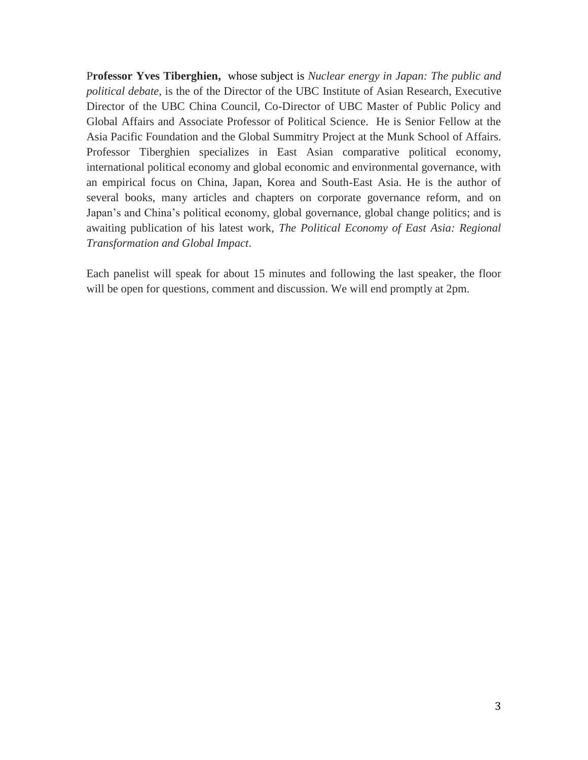**Professor Yves Tiberghien,** whose subject is *Nuclear energy in Japan: The public and political debate,* is the of the Director of the UBC Institute of Asian Research, Executive Director of the UBC China Council, Co-Director of UBC Master of Public Policy and Global Affairs and Associate Professor of Political Science. He is Senior Fellow at the Asia Pacific Foundation and the Global Summitry Project at the Munk School of Affairs. Professor Tiberghien specializes in East Asian comparative political economy, international political economy and global economic and environmental governance, with an empirical focus on China, Japan, Korea and South-East Asia. He is the author of several books, many articles and chapters on corporate governance reform, and on Japan's and China's political economy, global governance, global change politics; and is awaiting publication of his latest work, *The Political Economy of East Asia: Regional Transformation and Global Impact*.

Each panelist will speak for about 15 minutes and following the last speaker, the floor will be open for questions, comment and discussion. We will end promptly at 2pm.